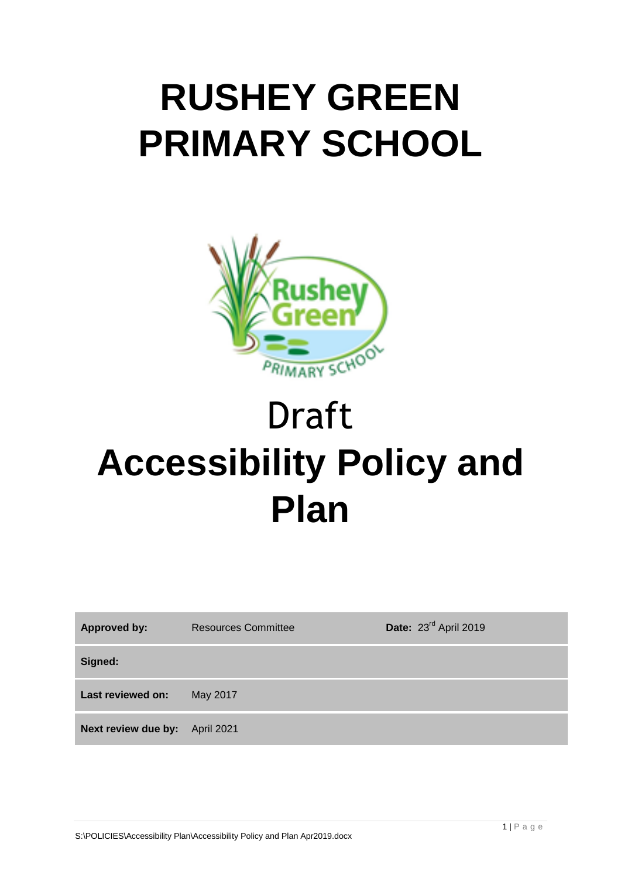# RUSHEY GREEN PRIMARY SCHOOL

Draft

# Accessibility Policy and Plan

| | | |
|---|---|---|
| **Approved by:** | Resources Committee | **Date:** 23rd April 2019 |
| **Signed:** | | |
| **Last reviewed on:** | May 2017 | |
| **Next review due by:** | April 2021 | |

S:\POLICIES\Accessibility Plan\Accessibility Policy and Plan Apr2019.docx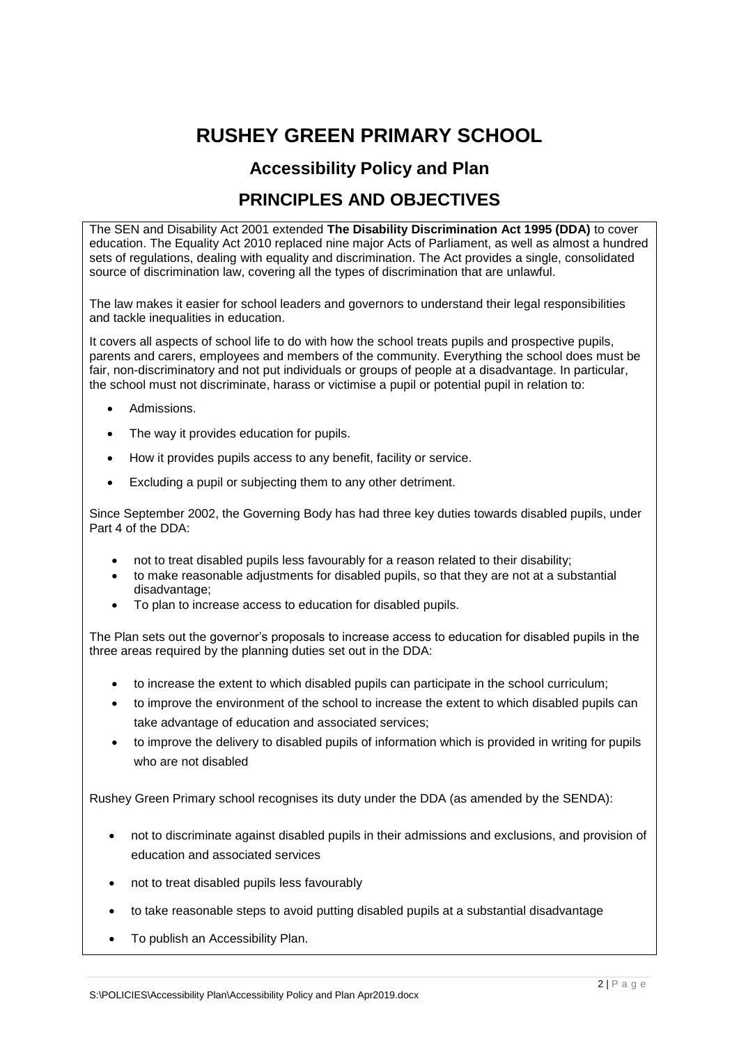# RUSHEY GREEN PRIMARY SCHOOL

## Accessibility Policy and Plan

## PRINCIPLES AND OBJECTIVES

The SEN and Disability Act 2001 extended **The Disability Discrimination Act 1995 (DDA)** to cover education. The Equality Act 2010 replaced nine major Acts of Parliament, as well as almost a hundred sets of regulations, dealing with equality and discrimination. The Act provides a single, consolidated source of discrimination law, covering all the types of discrimination that are unlawful.

The law makes it easier for school leaders and governors to understand their legal responsibilities and tackle inequalities in education.

It covers all aspects of school life to do with how the school treats pupils and prospective pupils, parents and carers, employees and members of the community. Everything the school does must be fair, non-discriminatory and not put individuals or groups of people at a disadvantage. In particular, the school must not discriminate, harass or victimise a pupil or potential pupil in relation to:

- Admissions.
- The way it provides education for pupils.
- How it provides pupils access to any benefit, facility or service.
- Excluding a pupil or subjecting them to any other detriment.

Since September 2002, the Governing Body has had three key duties towards disabled pupils, under Part 4 of the DDA:

- not to treat disabled pupils less favourably for a reason related to their disability;
- to make reasonable adjustments for disabled pupils, so that they are not at a substantial disadvantage;
- To plan to increase access to education for disabled pupils.

The Plan sets out the governor's proposals to increase access to education for disabled pupils in the three areas required by the planning duties set out in the DDA:

- to increase the extent to which disabled pupils can participate in the school curriculum;
- to improve the environment of the school to increase the extent to which disabled pupils can take advantage of education and associated services;
- to improve the delivery to disabled pupils of information which is provided in writing for pupils who are not disabled

Rushey Green Primary school recognises its duty under the DDA (as amended by the SENDA):

- not to discriminate against disabled pupils in their admissions and exclusions, and provision of education and associated services
- not to treat disabled pupils less favourably
- to take reasonable steps to avoid putting disabled pupils at a substantial disadvantage
- To publish an Accessibility Plan.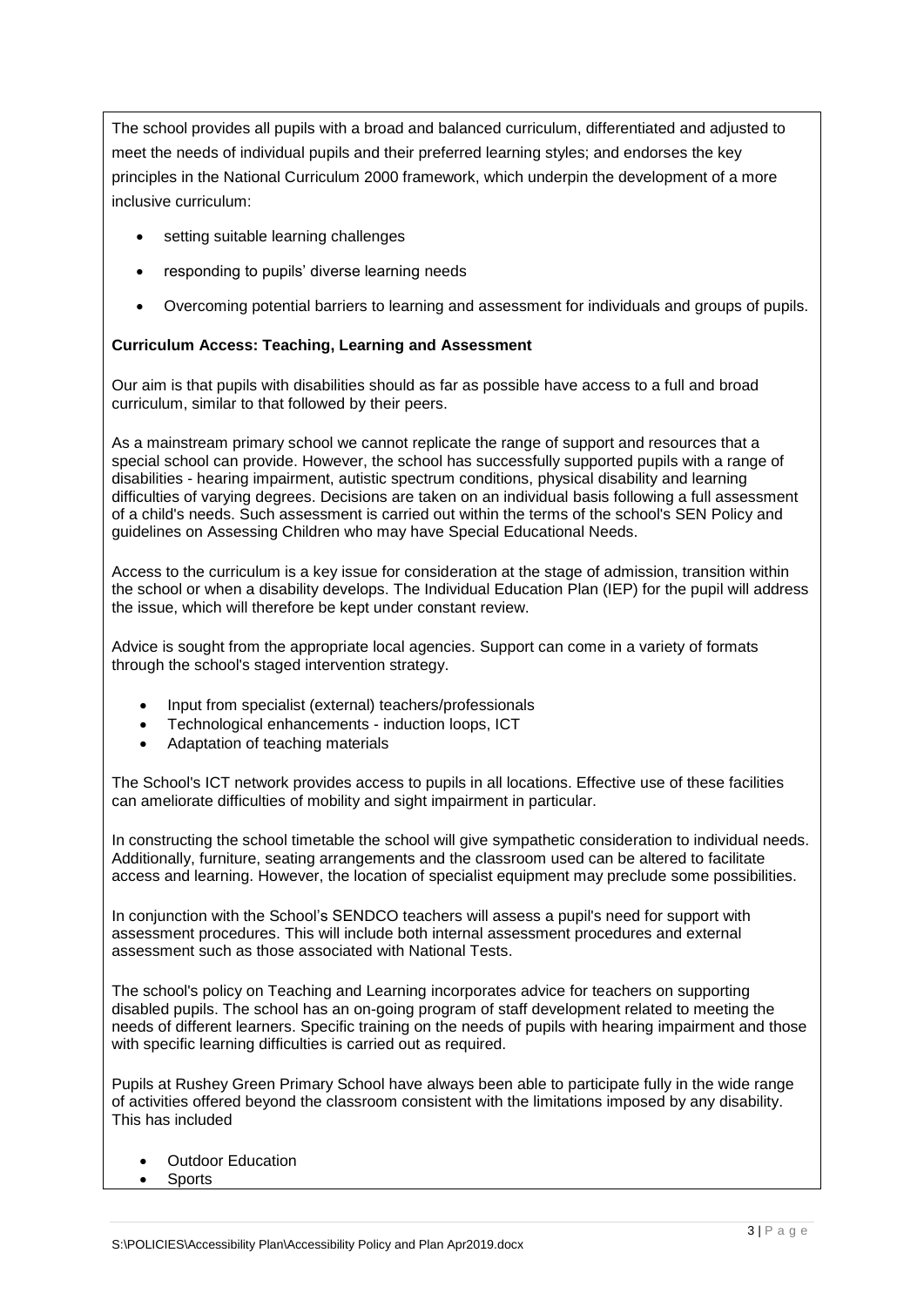The school provides all pupils with a broad and balanced curriculum, differentiated and adjusted to meet the needs of individual pupils and their preferred learning styles; and endorses the key principles in the National Curriculum 2000 framework, which underpin the development of a more inclusive curriculum:

- setting suitable learning challenges
- responding to pupils' diverse learning needs
- Overcoming potential barriers to learning and assessment for individuals and groups of pupils.

**Curriculum Access: Teaching, Learning and Assessment**

Our aim is that pupils with disabilities should as far as possible have access to a full and broad curriculum, similar to that followed by their peers.

As a mainstream primary school we cannot replicate the range of support and resources that a special school can provide. However, the school has successfully supported pupils with a range of disabilities - hearing impairment, autistic spectrum conditions, physical disability and learning difficulties of varying degrees. Decisions are taken on an individual basis following a full assessment of a child's needs. Such assessment is carried out within the terms of the school's SEN Policy and guidelines on Assessing Children who may have Special Educational Needs.

Access to the curriculum is a key issue for consideration at the stage of admission, transition within the school or when a disability develops. The Individual Education Plan (IEP) for the pupil will address the issue, which will therefore be kept under constant review.

Advice is sought from the appropriate local agencies. Support can come in a variety of formats through the school's staged intervention strategy.

- Input from specialist (external) teachers/professionals
- Technological enhancements - induction loops, ICT
- Adaptation of teaching materials

The School's ICT network provides access to pupils in all locations. Effective use of these facilities can ameliorate difficulties of mobility and sight impairment in particular.

In constructing the school timetable the school will give sympathetic consideration to individual needs. Additionally, furniture, seating arrangements and the classroom used can be altered to facilitate access and learning. However, the location of specialist equipment may preclude some possibilities.

In conjunction with the School's SENDCO teachers will assess a pupil's need for support with assessment procedures. This will include both internal assessment procedures and external assessment such as those associated with National Tests.

The school's policy on Teaching and Learning incorporates advice for teachers on supporting disabled pupils. The school has an on-going program of staff development related to meeting the needs of different learners. Specific training on the needs of pupils with hearing impairment and those with specific learning difficulties is carried out as required.

Pupils at Rushey Green Primary School have always been able to participate fully in the wide range of activities offered beyond the classroom consistent with the limitations imposed by any disability. This has included

- Outdoor Education
- Sports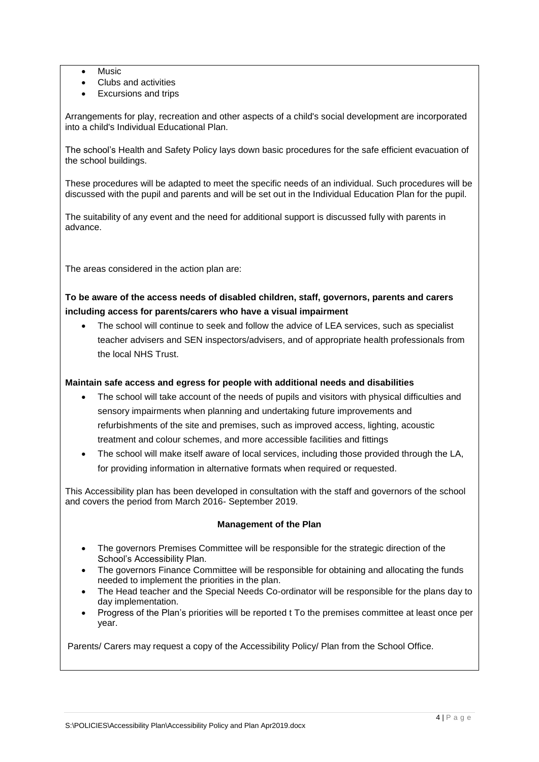- Music
- Clubs and activities
- Excursions and trips

Arrangements for play, recreation and other aspects of a child's social development are incorporated into a child's Individual Educational Plan.

The school's Health and Safety Policy lays down basic procedures for the safe efficient evacuation of the school buildings.

These procedures will be adapted to meet the specific needs of an individual. Such procedures will be discussed with the pupil and parents and will be set out in the Individual Education Plan for the pupil.

The suitability of any event and the need for additional support is discussed fully with parents in advance.

The areas considered in the action plan are:

**To be aware of the access needs of disabled children, staff, governors, parents and carers including access for parents/carers who have a visual impairment**

- The school will continue to seek and follow the advice of LEA services, such as specialist teacher advisers and SEN inspectors/advisers, and of appropriate health professionals from the local NHS Trust.

**Maintain safe access and egress for people with additional needs and disabilities**

- The school will take account of the needs of pupils and visitors with physical difficulties and sensory impairments when planning and undertaking future improvements and refurbishments of the site and premises, such as improved access, lighting, acoustic treatment and colour schemes, and more accessible facilities and fittings
- The school will make itself aware of local services, including those provided through the LA, for providing information in alternative formats when required or requested.

This Accessibility plan has been developed in consultation with the staff and governors of the school and covers the period from March 2016- September 2019.

**Management of the Plan**

- The governors Premises Committee will be responsible for the strategic direction of the School's Accessibility Plan.
- The governors Finance Committee will be responsible for obtaining and allocating the funds needed to implement the priorities in the plan.
- The Head teacher and the Special Needs Co-ordinator will be responsible for the plans day to day implementation.
- Progress of the Plan's priorities will be reported t To the premises committee at least once per year.

Parents/ Carers may request a copy of the Accessibility Policy/ Plan from the School Office.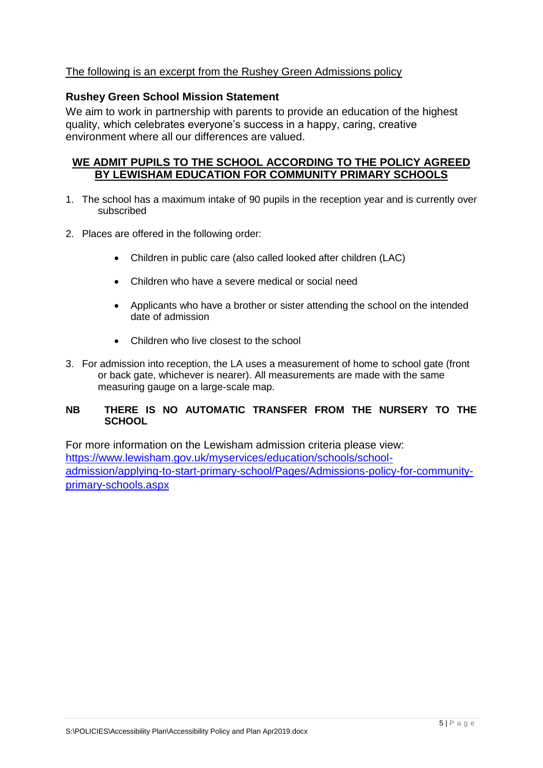The following is an excerpt from the Rushey Green Admissions policy

**Rushey Green School Mission Statement**

We aim to work in partnership with parents to provide an education of the highest quality, which celebrates everyone's success in a happy, caring, creative environment where all our differences are valued.

**WE ADMIT PUPILS TO THE SCHOOL ACCORDING TO THE POLICY AGREED BY LEWISHAM EDUCATION FOR COMMUNITY PRIMARY SCHOOLS**

1. The school has a maximum intake of 90 pupils in the reception year and is currently over subscribed
2. Places are offered in the following order:
   - Children in public care (also called looked after children (LAC)
   - Children who have a severe medical or social need
   - Applicants who have a brother or sister attending the school on the intended date of admission
   - Children who live closest to the school
3. For admission into reception, the LA uses a measurement of home to school gate (front or back gate, whichever is nearer). All measurements are made with the same measuring gauge on a large-scale map.

**NB THERE IS NO AUTOMATIC TRANSFER FROM THE NURSERY TO THE SCHOOL**

For more information on the Lewisham admission criteria please view:
https://www.lewisham.gov.uk/myservices/education/schools/school-admission/applying-to-start-primary-school/Pages/Admissions-policy-for-community-primary-schools.aspx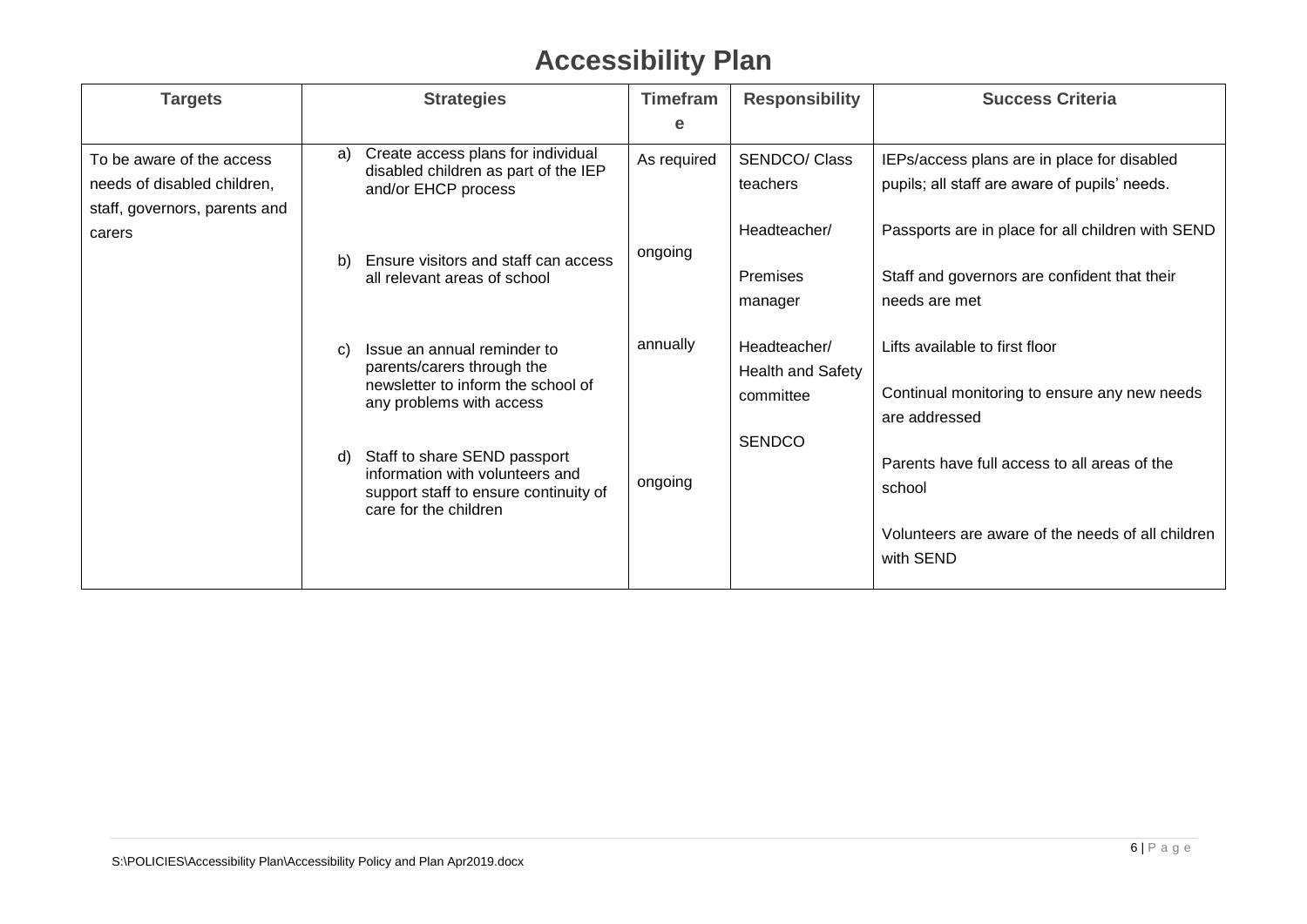# Accessibility Plan

| Targets | Strategies | Timeframe | Responsibility | Success Criteria |
|---|---|---|---|---|
| To be aware of the access needs of disabled children, staff, governors, parents and carers | a) Create access plans for individual disabled children as part of the IEP and/or EHCP process<br><br>b) Ensure visitors and staff can access all relevant areas of school<br><br>c) Issue an annual reminder to parents/carers through the newsletter to inform the school of any problems with access<br><br>d) Staff to share SEND passport information with volunteers and support staff to ensure continuity of care for the children | As required<br><br>ongoing<br><br>annually<br><br>ongoing | SENDCO/ Class teachers<br><br>Headteacher/<br><br>Premises manager<br><br>Headteacher/ Health and Safety committee<br><br>SENDCO | IEPs/access plans are in place for disabled pupils; all staff are aware of pupils' needs.<br><br>Passports are in place for all children with SEND<br><br>Staff and governors are confident that their needs are met<br><br>Lifts available to first floor<br><br>Continual monitoring to ensure any new needs are addressed<br><br>Parents have full access to all areas of the school<br><br>Volunteers are aware of the needs of all children with SEND |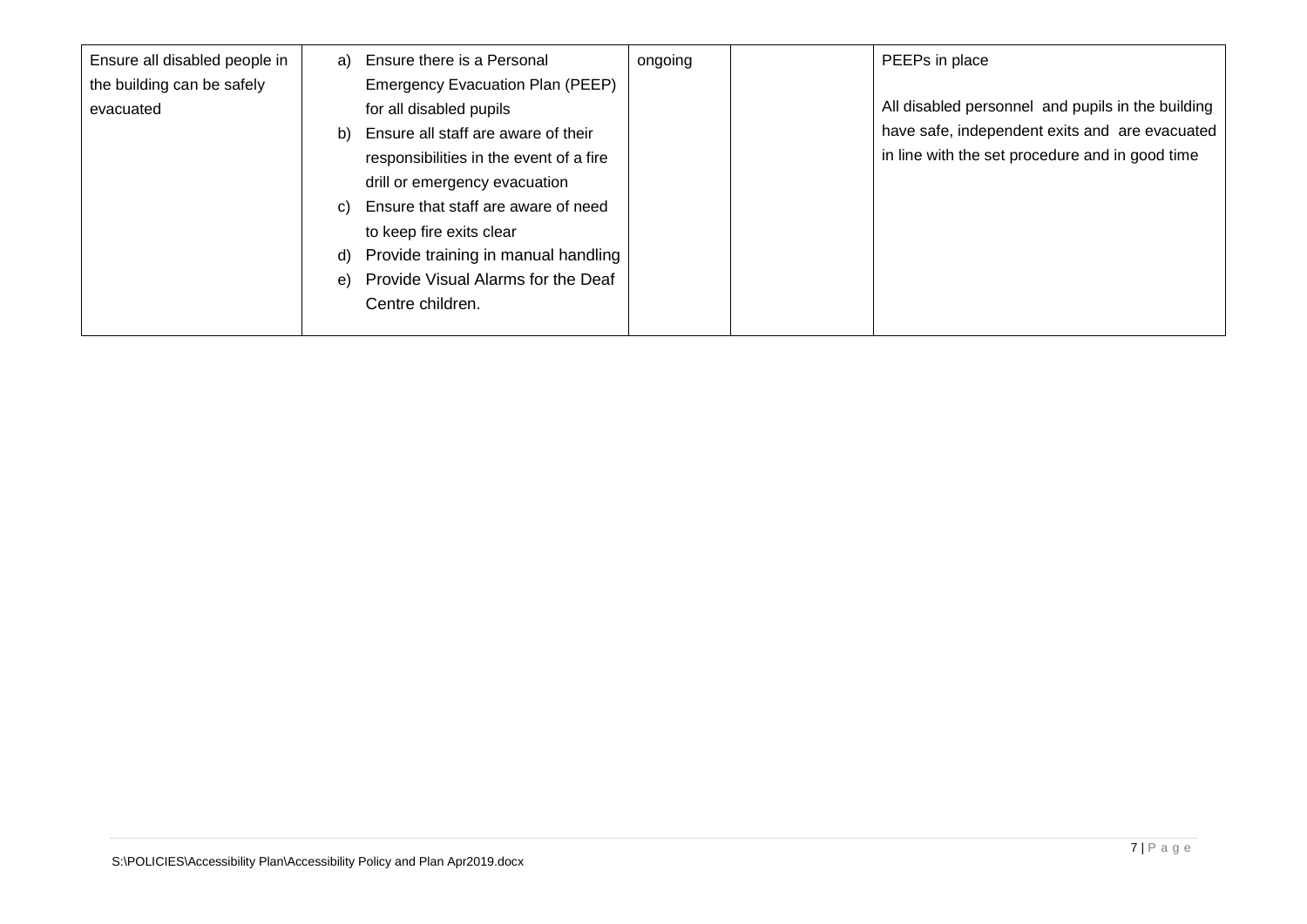| | | | | |
|---|---|---|---|---|
| Ensure all disabled people in the building can be safely evacuated | a) Ensure there is a Personal Emergency Evacuation Plan (PEEP) for all disabled pupils<br>b) Ensure all staff are aware of their responsibilities in the event of a fire drill or emergency evacuation<br>c) Ensure that staff are aware of need to keep fire exits clear<br>d) Provide training in manual handling<br>e) Provide Visual Alarms for the Deaf Centre children. | ongoing | | PEEPs in place<br><br>All disabled personnel and pupils in the building have safe, independent exits and are evacuated in line with the set procedure and in good time |

S:\POLICIES\Accessibility Plan\Accessibility Policy and Plan Apr2019.docx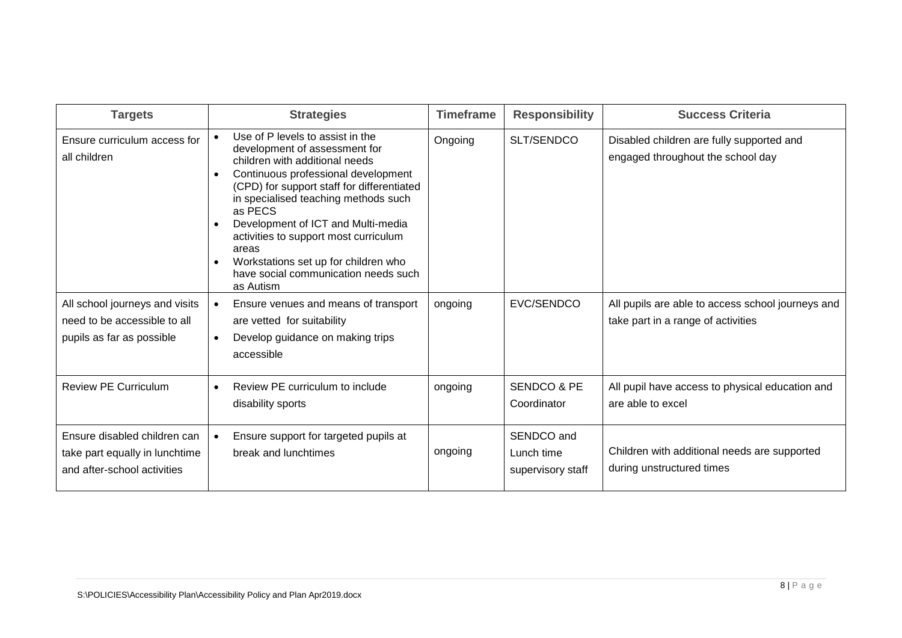| Targets | Strategies | Timeframe | Responsibility | Success Criteria |
|---|---|---|---|---|
| Ensure curriculum access for all children | • Use of P levels to assist in the development of assessment for children with additional needs<br>• Continuous professional development (CPD) for support staff for differentiated in specialised teaching methods such as PECS<br>• Development of ICT and Multi-media activities to support most curriculum areas<br>• Workstations set up for children who have social communication needs such as Autism | Ongoing | SLT/SENDCO | Disabled children are fully supported and engaged throughout the school day |
| All school journeys and visits need to be accessible to all pupils as far as possible | • Ensure venues and means of transport are vetted for suitability<br>• Develop guidance on making trips accessible | ongoing | EVC/SENDCO | All pupils are able to access school journeys and take part in a range of activities |
| Review PE Curriculum | • Review PE curriculum to include disability sports | ongoing | SENDCO & PE Coordinator | All pupil have access to physical education and are able to excel |
| Ensure disabled children can take part equally in lunchtime and after-school activities | • Ensure support for targeted pupils at break and lunchtimes | ongoing | SENDCO and Lunch time supervisory staff | Children with additional needs are supported during unstructured times |